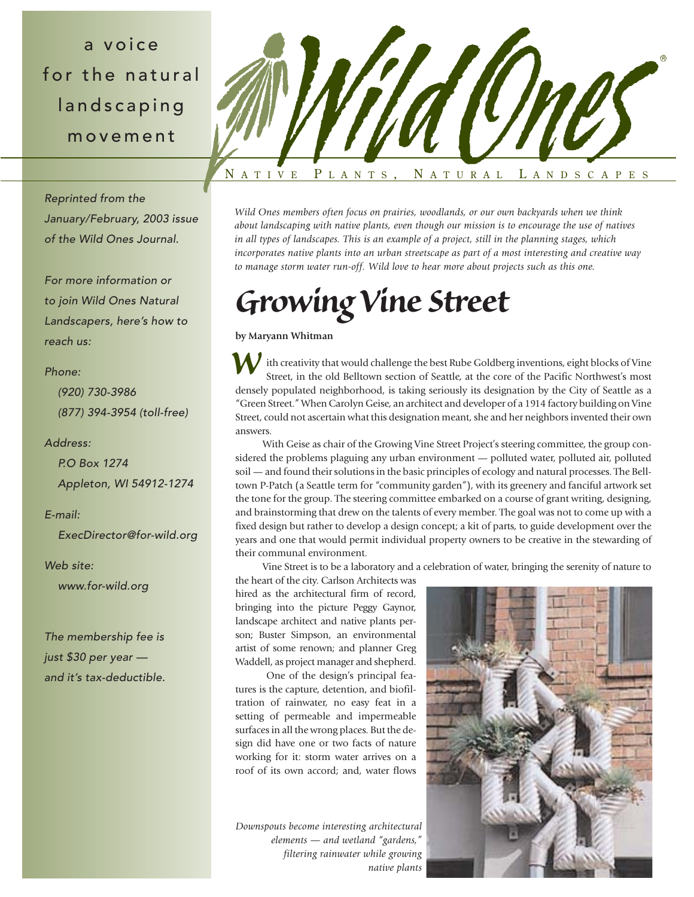a voice for the natural landscaping movement

# Wild Ones®

NATIVE PLANTS, NATURAL LANDSCAPES

*Reprinted from the January/February, 2003 issue of the Wild Ones Journal.*

*For more information or to join Wild Ones Natural Landscapers, here's how to reach us:*

*Phone:*
*(920) 730-3986*
*(877) 394-3954 (toll-free)*

*Address:*
*P.O Box 1274*
*Appleton, WI 54912-1274*

*E-mail:*
*ExecDirector@for-wild.org*

*Web site:*
*www.for-wild.org*

*The membership fee is just $30 per year — and it's tax-deductible.*

*Wild Ones members often focus on prairies, woodlands, or our own backyards when we think about landscaping with native plants, even though our mission is to encourage the use of natives in all types of landscapes. This is an example of a project, still in the planning stages, which incorporates native plants into an urban streetscape as part of a most interesting and creative way to manage storm water run-off. Wild love to hear more about projects such as this one.*

# Growing Vine Street

**by Maryann Whitman**

With creativity that would challenge the best Rube Goldberg inventions, eight blocks of Vine Street, in the old Belltown section of Seattle, at the core of the Pacific Northwest's most densely populated neighborhood, is taking seriously its designation by the City of Seattle as a "Green Street." When Carolyn Geise, an architect and developer of a 1914 factory building on Vine Street, could not ascertain what this designation meant, she and her neighbors invented their own answers.

With Geise as chair of the Growing Vine Street Project's steering committee, the group considered the problems plaguing any urban environment — polluted water, polluted air, polluted soil — and found their solutions in the basic principles of ecology and natural processes. The Belltown P-Patch (a Seattle term for "community garden"), with its greenery and fanciful artwork set the tone for the group. The steering committee embarked on a course of grant writing, designing, and brainstorming that drew on the talents of every member. The goal was not to come up with a fixed design but rather to develop a design concept; a kit of parts, to guide development over the years and one that would permit individual property owners to be creative in the stewarding of their communal environment.

Vine Street is to be a laboratory and a celebration of water, bringing the serenity of nature to the heart of the city. Carlson Architects was hired as the architectural firm of record, bringing into the picture Peggy Gaynor, landscape architect and native plants person; Buster Simpson, an environmental artist of some renown; and planner Greg Waddell, as project manager and shepherd.

One of the design's principal features is the capture, detention, and biofiltration of rainwater, no easy feat in a setting of permeable and impermeable surfaces in all the wrong places. But the design did have one or two facts of nature working for it: storm water arrives on a roof of its own accord; and, water flows

*Downspouts become interesting architectural elements — and wetland "gardens," filtering rainwater while growing native plants*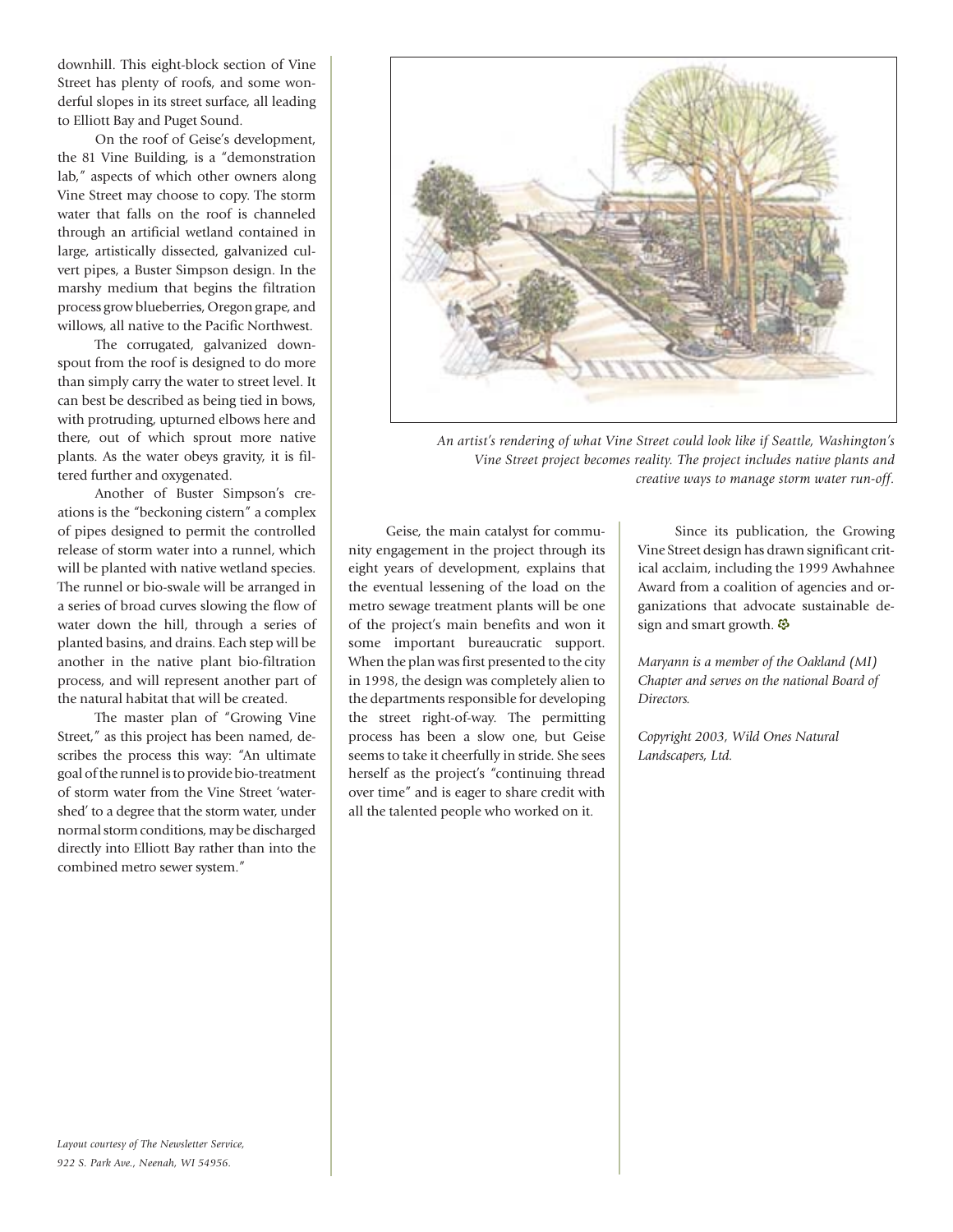downhill. This eight-block section of Vine Street has plenty of roofs, and some wonderful slopes in its street surface, all leading to Elliott Bay and Puget Sound.

On the roof of Geise's development, the 81 Vine Building, is a "demonstration lab," aspects of which other owners along Vine Street may choose to copy. The storm water that falls on the roof is channeled through an artificial wetland contained in large, artistically dissected, galvanized culvert pipes, a Buster Simpson design. In the marshy medium that begins the filtration process grow blueberries, Oregon grape, and willows, all native to the Pacific Northwest.

The corrugated, galvanized downspout from the roof is designed to do more than simply carry the water to street level. It can best be described as being tied in bows, with protruding, upturned elbows here and there, out of which sprout more native plants. As the water obeys gravity, it is filtered further and oxygenated.

Another of Buster Simpson's creations is the "beckoning cistern" a complex of pipes designed to permit the controlled release of storm water into a runnel, which will be planted with native wetland species. The runnel or bio-swale will be arranged in a series of broad curves slowing the flow of water down the hill, through a series of planted basins, and drains. Each step will be another in the native plant bio-filtration process, and will represent another part of the natural habitat that will be created.

The master plan of "Growing Vine Street," as this project has been named, describes the process this way: "An ultimate goal of the runnel is to provide bio-treatment of storm water from the Vine Street 'watershed' to a degree that the storm water, under normal storm conditions, may be discharged directly into Elliott Bay rather than into the combined metro sewer system."

*An artist's rendering of what Vine Street could look like if Seattle, Washington's Vine Street project becomes reality. The project includes native plants and creative ways to manage storm water run-off.*

Geise, the main catalyst for community engagement in the project through its eight years of development, explains that the eventual lessening of the load on the metro sewage treatment plants will be one of the project's main benefits and won it some important bureaucratic support. When the plan was first presented to the city in 1998, the design was completely alien to the departments responsible for developing the street right-of-way. The permitting process has been a slow one, but Geise seems to take it cheerfully in stride. She sees herself as the project's "continuing thread over time" and is eager to share credit with all the talented people who worked on it.

Since its publication, the Growing Vine Street design has drawn significant critical acclaim, including the 1999 Awhahnee Award from a coalition of agencies and organizations that advocate sustainable design and smart growth.

*Maryann is a member of the Oakland (MI) Chapter and serves on the national Board of Directors.*

*Copyright 2003, Wild Ones Natural Landscapers, Ltd.*

*Layout courtesy of The Newsletter Service, 922 S. Park Ave., Neenah, WI 54956.*